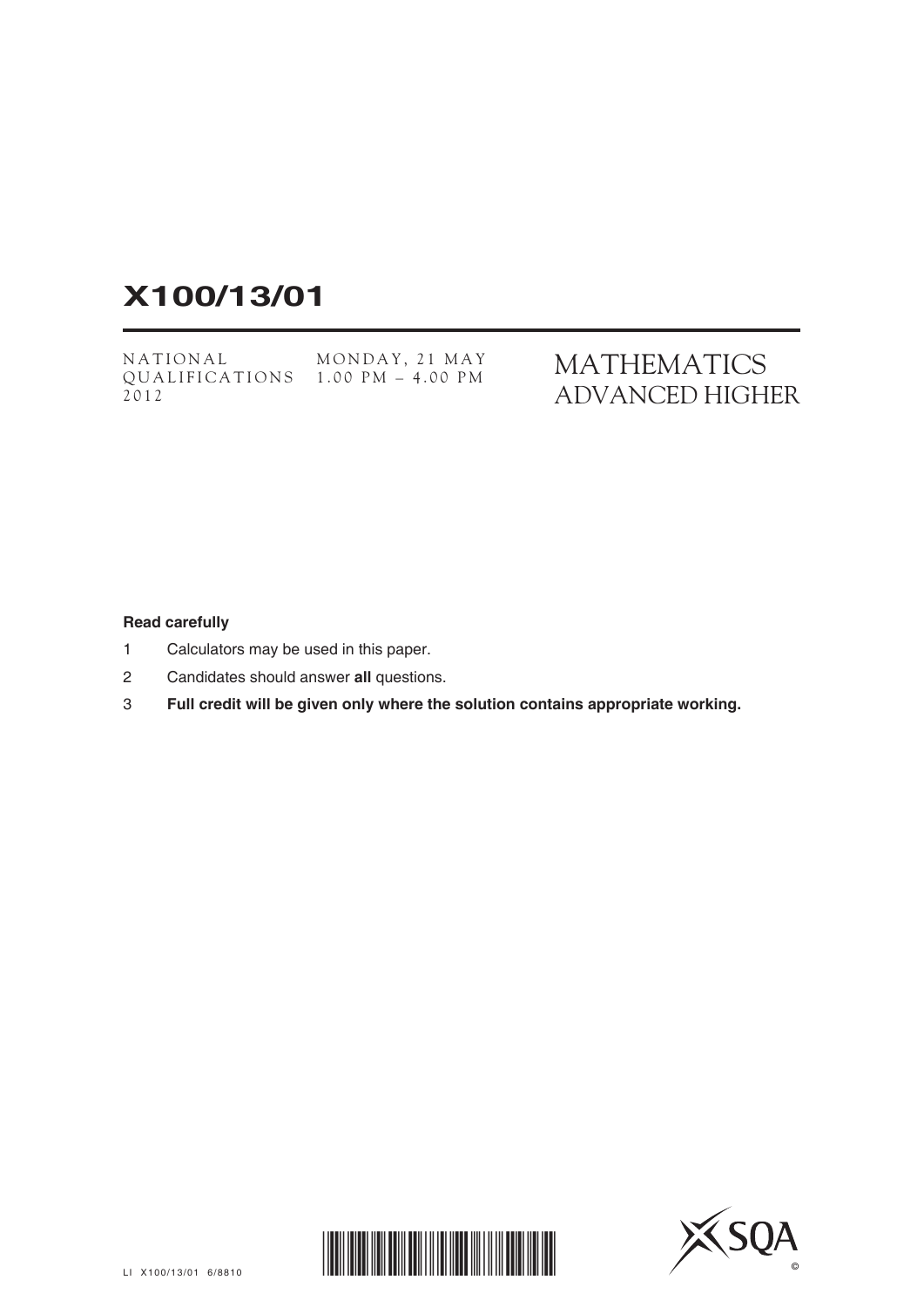# X100/13/01

NATIONAL QUALIFICATIONS 2012

MONDAY, 21 MAY
1.00 PM – 4.00 PM

## MATHEMATICS
## ADVANCED HIGHER

**Read carefully**

1. Calculators may be used in this paper.
2. Candidates should answer **all** questions.
3. **Full credit will be given only where the solution contains appropriate working.**

LI X100/13/01 6/8810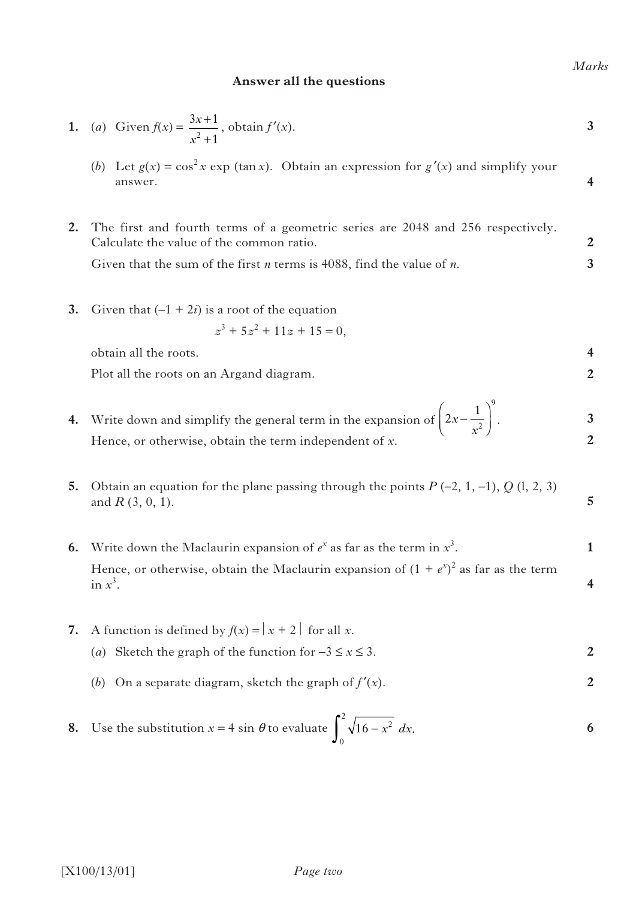*Marks*

**Answer all the questions**

**1.** (*a*) Given $f(x) = \dfrac{3x+1}{x^2+1}$, obtain $f'(x)$. **3**

(*b*) Let $g(x) = \cos^2 x \exp(\tan x)$. Obtain an expression for $g'(x)$ and simplify your answer. **4**

**2.** The first and fourth terms of a geometric series are 2048 and 256 respectively. Calculate the value of the common ratio. **2**

Given that the sum of the first $n$ terms is 4088, find the value of $n$. **3**

**3.** Given that $(-1 + 2i)$ is a root of the equation

$$z^3 + 5z^2 + 11z + 15 = 0,$$

obtain all the roots. **4**

Plot all the roots on an Argand diagram. **2**

**4.** Write down and simplify the general term in the expansion of $\left(2x - \dfrac{1}{x^2}\right)^9$. **3**

Hence, or otherwise, obtain the term independent of $x$. **2**

**5.** Obtain an equation for the plane passing through the points $P(-2, 1, -1)$, $Q(1, 2, 3)$ and $R(3, 0, 1)$. **5**

**6.** Write down the Maclaurin expansion of $e^x$ as far as the term in $x^3$. **1**

Hence, or otherwise, obtain the Maclaurin expansion of $(1 + e^x)^2$ as far as the term in $x^3$. **4**

**7.** A function is defined by $f(x) = |x + 2|$ for all $x$.

(*a*) Sketch the graph of the function for $-3 \leq x \leq 3$. **2**

(*b*) On a separate diagram, sketch the graph of $f'(x)$. **2**

**8.** Use the substitution $x = 4\sin\theta$ to evaluate $\displaystyle\int_0^2 \sqrt{16 - x^2}\, dx$. **6**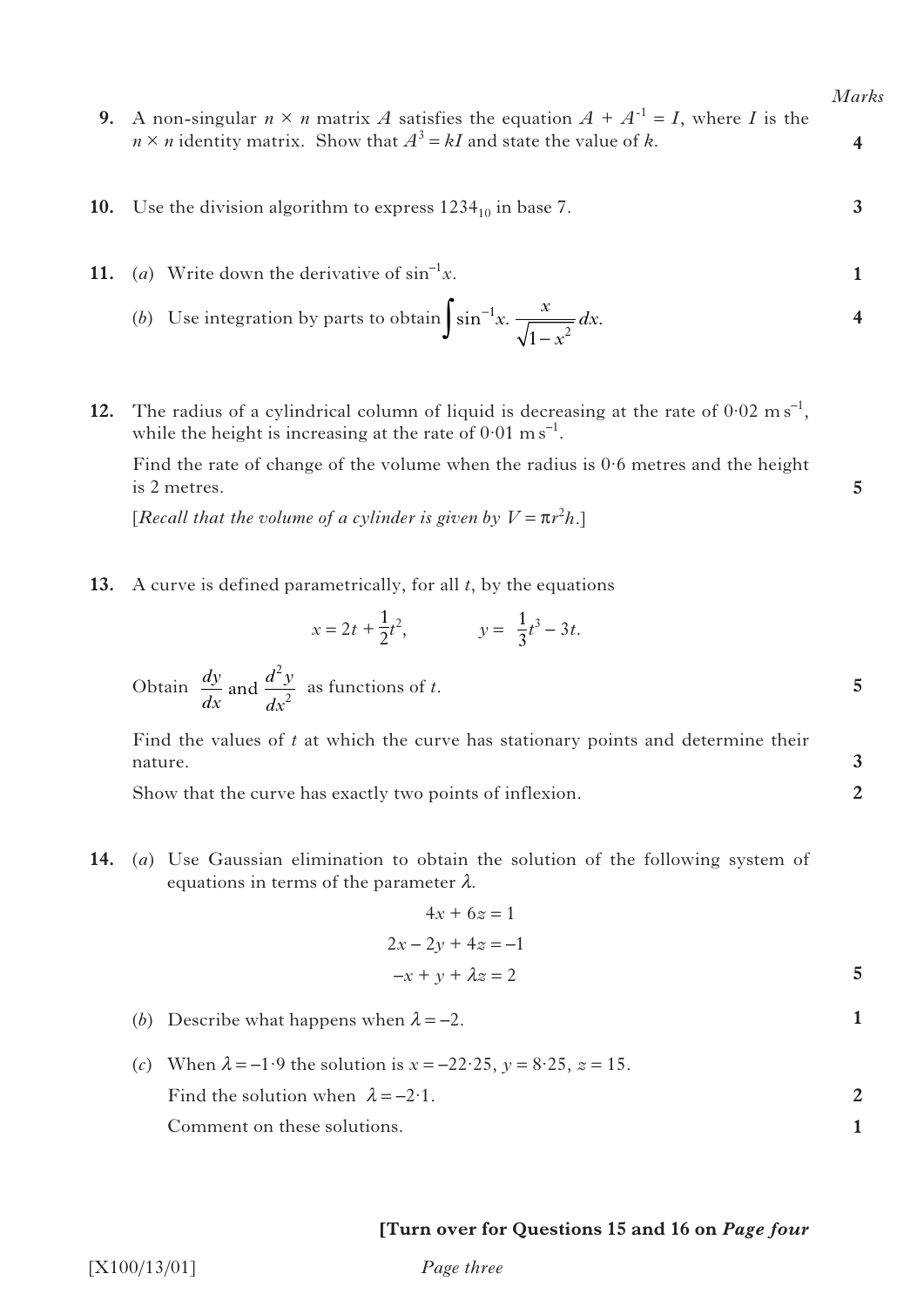*Marks*

**9.** A non-singular $n \times n$ matrix $A$ satisfies the equation $A + A^{-1} = I$, where $I$ is the $n \times n$ identity matrix. Show that $A^3 = kI$ and state the value of $k$. **4**

**10.** Use the division algorithm to express $1234_{10}$ in base 7. **3**

**11.** (*a*) Write down the derivative of $\sin^{-1}x$. **1**

(*b*) Use integration by parts to obtain $\int \sin^{-1}x.\, \frac{x}{\sqrt{1-x^2}}\, dx.$ **4**

**12.** The radius of a cylindrical column of liquid is decreasing at the rate of $0{\cdot}02\ \mathrm{m\,s^{-1}}$, while the height is increasing at the rate of $0{\cdot}01\ \mathrm{m\,s^{-1}}$.

Find the rate of change of the volume when the radius is $0{\cdot}6$ metres and the height is 2 metres. **5**

[*Recall that the volume of a cylinder is given by* $V = \pi r^2 h$.]

**13.** A curve is defined parametrically, for all $t$, by the equations

$$x = 2t + \frac{1}{2}t^2, \qquad y = \frac{1}{3}t^3 - 3t.$$

Obtain $\frac{dy}{dx}$ and $\frac{d^2y}{dx^2}$ as functions of $t$. **5**

Find the values of $t$ at which the curve has stationary points and determine their nature. **3**

Show that the curve has exactly two points of inflexion. **2**

**14.** (*a*) Use Gaussian elimination to obtain the solution of the following system of equations in terms of the parameter $\lambda$.

$$4x + 6z = 1$$
$$2x - 2y + 4z = -1$$
$$-x + y + \lambda z = 2$$

**5**

(*b*) Describe what happens when $\lambda = -2$. **1**

(*c*) When $\lambda = -1{\cdot}9$ the solution is $x = -22{\cdot}25$, $y = 8{\cdot}25$, $z = 15$.

Find the solution when $\lambda = -2{\cdot}1$. **2**

Comment on these solutions. **1**

**[Turn over for Questions 15 and 16 on *Page four***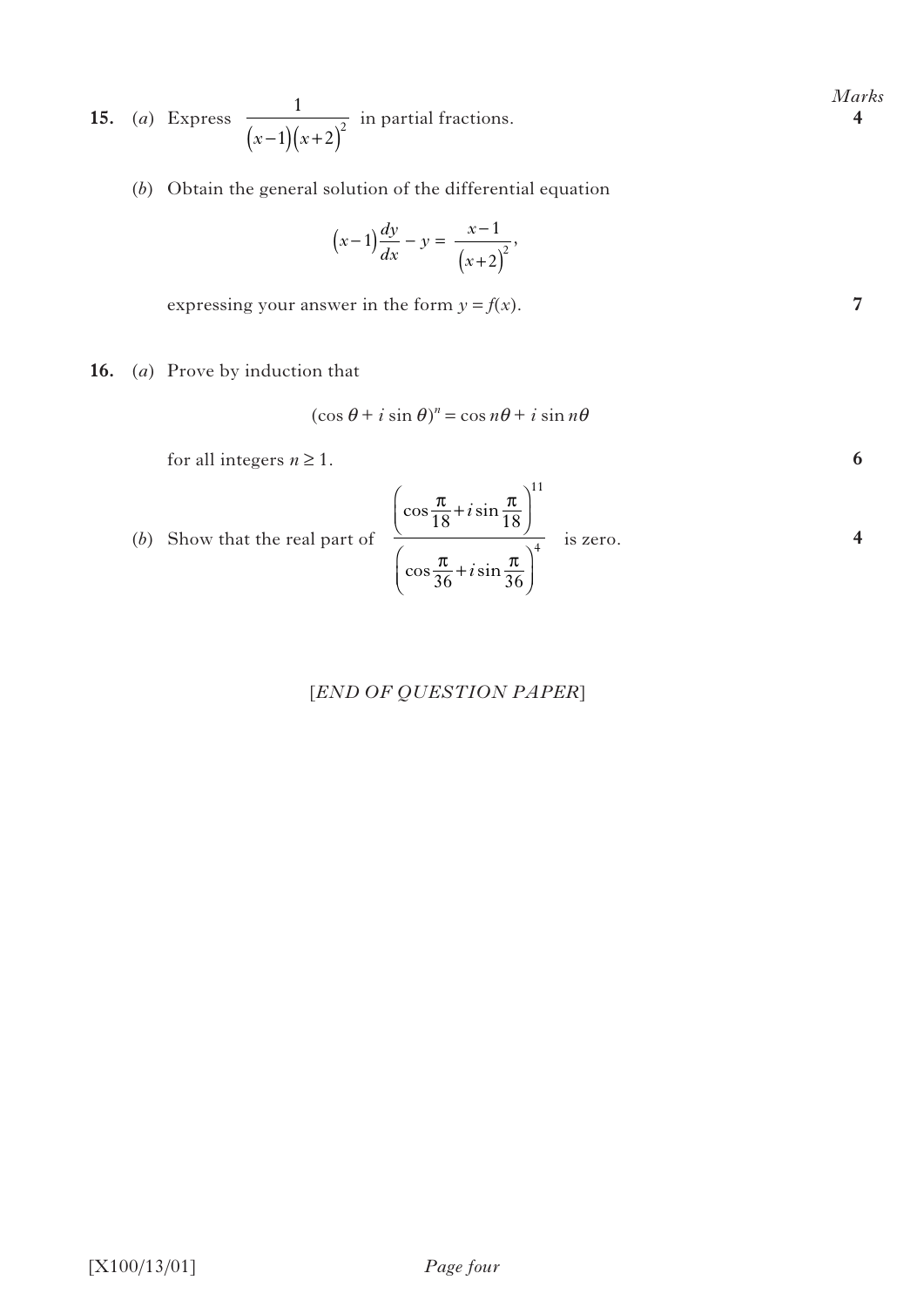*Marks*

**15.** (*a*) Express $\dfrac{1}{(x-1)(x+2)^2}$ in partial fractions. **4**

(*b*) Obtain the general solution of the differential equation

$$(x-1)\frac{dy}{dx} - y = \frac{x-1}{(x+2)^2},$$

expressing your answer in the form $y = f(x)$. **7**

**16.** (*a*) Prove by induction that

$$(\cos\theta + i\sin\theta)^n = \cos n\theta + i\sin n\theta$$

for all integers $n \geq 1$. **6**

(*b*) Show that the real part of $\dfrac{\left(\cos\frac{\pi}{18} + i\sin\frac{\pi}{18}\right)^{11}}{\left(\cos\frac{\pi}{36} + i\sin\frac{\pi}{36}\right)^{4}}$ is zero. **4**

[*END OF QUESTION PAPER*]